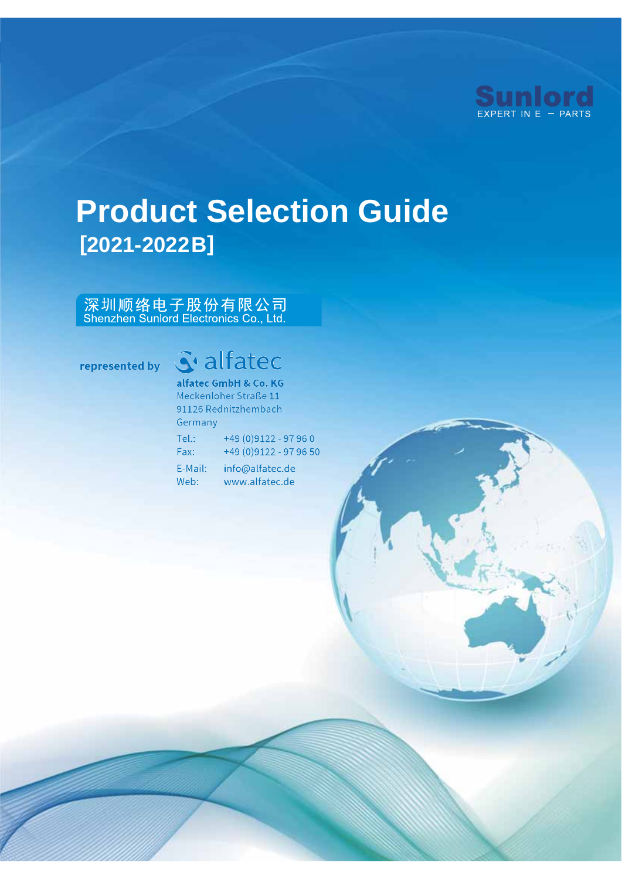Sunlord

EXPERT IN E – PARTS

# Product Selection Guide

## [2021-2022B]

深圳顺络电子股份有限公司
Shenzhen Sunlord Electronics Co., Ltd.

**represented by** alfatec

**alfatec GmbH & Co. KG**
Meckenloher Straße 11
91126 Rednitzhembach
Germany

Tel.: +49 (0)9122 - 97 96 0
Fax: +49 (0)9122 - 97 96 50

E-Mail: info@alfatec.de
Web: www.alfatec.de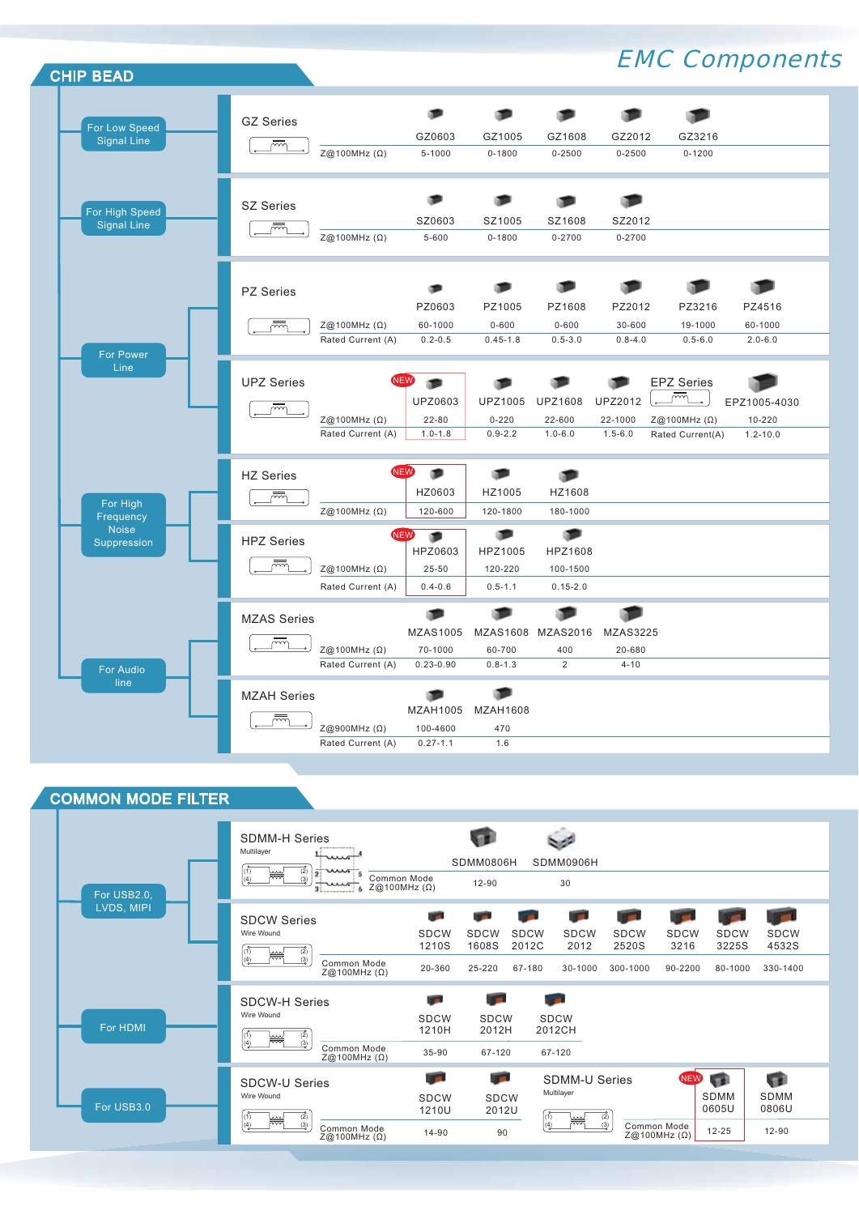# EMC Components

## CHIP BEAD

### For Low Speed Signal Line

**GZ Series**

| | GZ0603 | GZ1005 | GZ1608 | GZ2012 | GZ3216 |
|---|---|---|---|---|---|
| Z@100MHz (Ω) | 5-1000 | 0-1800 | 0-2500 | 0-2500 | 0-1200 |

### For High Speed Signal Line

**SZ Series**

| | SZ0603 | SZ1005 | SZ1608 | SZ2012 |
|---|---|---|---|---|
| Z@100MHz (Ω) | 5-600 | 0-1800 | 0-2700 | 0-2700 |

### For Power Line

**PZ Series**

| | PZ0603 | PZ1005 | PZ1608 | PZ2012 | PZ3216 | PZ4516 |
|---|---|---|---|---|---|---|
| Z@100MHz (Ω) | 60-1000 | 0-600 | 0-600 | 30-600 | 19-1000 | 60-1000 |
| Rated Current (A) | 0.2-0.5 | 0.45-1.8 | 0.5-3.0 | 0.8-4.0 | 0.5-6.0 | 2.0-6.0 |

**UPZ Series**

| | UPZ0603 (NEW) | UPZ1005 | UPZ1608 | UPZ2012 |
|---|---|---|---|---|
| Z@100MHz (Ω) | 22-80 | 0-220 | 22-600 | 22-1000 |
| Rated Current (A) | 1.0-1.8 | 0.9-2.2 | 1.0-6.0 | 1.5-6.0 |

**EPZ Series**

| | EPZ1005-4030 |
|---|---|
| Z@100MHz (Ω) | 10-220 |
| Rated Current(A) | 1.2-10.0 |

### For High Frequency Noise Suppression

**HZ Series**

| | HZ0603 (NEW) | HZ1005 | HZ1608 |
|---|---|---|---|
| Z@100MHz (Ω) | 120-600 | 120-1800 | 180-1000 |

**HPZ Series**

| | HPZ0603 (NEW) | HPZ1005 | HPZ1608 |
|---|---|---|---|
| Z@100MHz (Ω) | 25-50 | 120-220 | 100-1500 |
| Rated Current (A) | 0.4-0.6 | 0.5-1.1 | 0.15-2.0 |

### For Audio line

**MZAS Series**

| | MZAS1005 | MZAS1608 | MZAS2016 | MZAS3225 |
|---|---|---|---|---|
| Z@100MHz (Ω) | 70-1000 | 60-700 | 400 | 20-680 |
| Rated Current (A) | 0.23-0.90 | 0.8-1.3 | 2 | 4-10 |

**MZAH Series**

| | MZAH1005 | MZAH1608 |
|---|---|---|
| Z@900MHz (Ω) | 100-4600 | 470 |
| Rated Current (A) | 0.27-1.1 | 1.6 |

## COMMON MODE FILTER

### For USB2.0, LVDS, MIPI

**SDMM-H Series** (Multilayer)

| | SDMM0806H | SDMM0906H |
|---|---|---|
| Common Mode Z@100MHz (Ω) | 12-90 | 30 |

**SDCW Series** (Wire Wound)

| | SDCW 1210S | SDCW 1608S | SDCW 2012C | SDCW 2012 | SDCW 2520S | SDCW 3216 | SDCW 3225S | SDCW 4532S |
|---|---|---|---|---|---|---|---|---|
| Common Mode Z@100MHz (Ω) | 20-360 | 25-220 | 67-180 | 30-1000 | 300-1000 | 90-2200 | 80-1000 | 330-1400 |

### For HDMI

**SDCW-H Series** (Wire Wound)

| | SDCW 1210H | SDCW 2012H | SDCW 2012CH |
|---|---|---|---|
| Common Mode Z@100MHz (Ω) | 35-90 | 67-120 | 67-120 |

### For USB3.0

**SDCW-U Series** (Wire Wound)

| | SDCW 1210U | SDCW 2012U |
|---|---|---|
| Common Mode Z@100MHz (Ω) | 14-90 | 90 |

**SDMM-U Series** (Multilayer)

| | SDMM 0605U (NEW) | SDMM 0806U |
|---|---|---|
| Common Mode Z@100MHz (Ω) | 12-25 | 12-90 |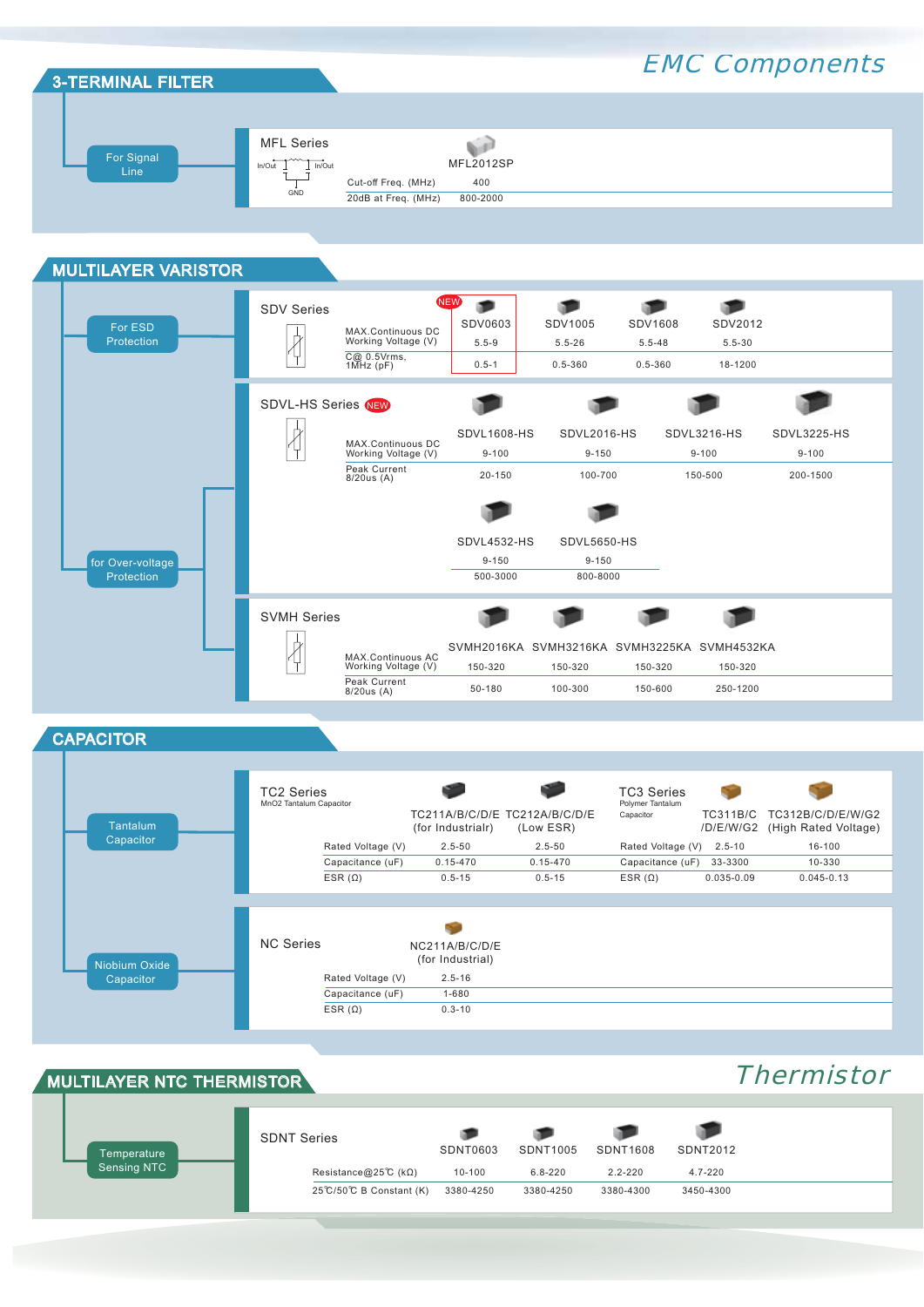# EMC Components

## 3-TERMINAL FILTER

### For Signal Line

**MFL Series**

In/Out — In/Out — GND

| | MFL2012SP |
|---|---|
| Cut-off Freq. (MHz) | 400 |
| 20dB at Freq. (MHz) | 800-2000 |

## MULTILAYER VARISTOR

### For ESD Protection

**SDV Series**

| | SDV0603 (NEW) | SDV1005 | SDV1608 | SDV2012 |
|---|---|---|---|---|
| MAX.Continuous DC Working Voltage (V) | 5.5-9 | 5.5-26 | 5.5-48 | 5.5-30 |
| C@ 0.5Vrms, 1MHz (pF) | 0.5-1 | 0.5-360 | 0.5-360 | 18-1200 |

### for Over-voltage Protection

**SDVL-HS Series** NEW

| | SDVL1608-HS | SDVL2016-HS | SDVL3216-HS | SDVL3225-HS |
|---|---|---|---|---|
| MAX.Continuous DC Working Voltage (V) | 9-100 | 9-150 | 9-100 | 9-100 |
| Peak Current 8/20us (A) | 20-150 | 100-700 | 150-500 | 200-1500 |

| | SDVL4532-HS | SDVL5650-HS |
|---|---|---|
| MAX.Continuous DC Working Voltage (V) | 9-150 | 9-150 |
| Peak Current 8/20us (A) | 500-3000 | 800-8000 |

**SVMH Series**

| | SVMH2016KA | SVMH3216KA | SVMH3225KA | SVMH4532KA |
|---|---|---|---|---|
| MAX.Continuous AC Working Voltage (V) | 150-320 | 150-320 | 150-320 | 150-320 |
| Peak Current 8/20us (A) | 50-180 | 100-300 | 150-600 | 250-1200 |

## CAPACITOR

### Tantalum Capacitor

**TC2 Series**
MnO2 Tantalum Capacitor

| | TC211A/B/C/D/E (for Industrialr) | TC212A/B/C/D/E (Low ESR) |
|---|---|---|
| Rated Voltage (V) | 2.5-50 | 2.5-50 |
| Capacitance (uF) | 0.15-470 | 0.15-470 |
| ESR (Ω) | 0.5-15 | 0.5-15 |

**TC3 Series**
Polymer Tantalum Capacitor

| | TC311B/C/D/E/W/G2 | TC312B/C/D/E/W/G2 (High Rated Voltage) |
|---|---|---|
| Rated Voltage (V) | 2.5-10 | 16-100 |
| Capacitance (uF) | 33-3300 | 10-330 |
| ESR (Ω) | 0.035-0.09 | 0.045-0.13 |

### Niobium Oxide Capacitor

**NC Series**

| | NC211A/B/C/D/E (for Industrial) |
|---|---|
| Rated Voltage (V) | 2.5-16 |
| Capacitance (uF) | 1-680 |
| ESR (Ω) | 0.3-10 |

# Thermistor

## MULTILAYER NTC THERMISTOR

### Temperature Sensing NTC

**SDNT Series**

| | SDNT0603 | SDNT1005 | SDNT1608 | SDNT2012 |
|---|---|---|---|---|
| Resistance@25℃ (kΩ) | 10-100 | 6.8-220 | 2.2-220 | 4.7-220 |
| 25℃/50℃ B Constant (K) | 3380-4250 | 3380-4250 | 3380-4300 | 3450-4300 |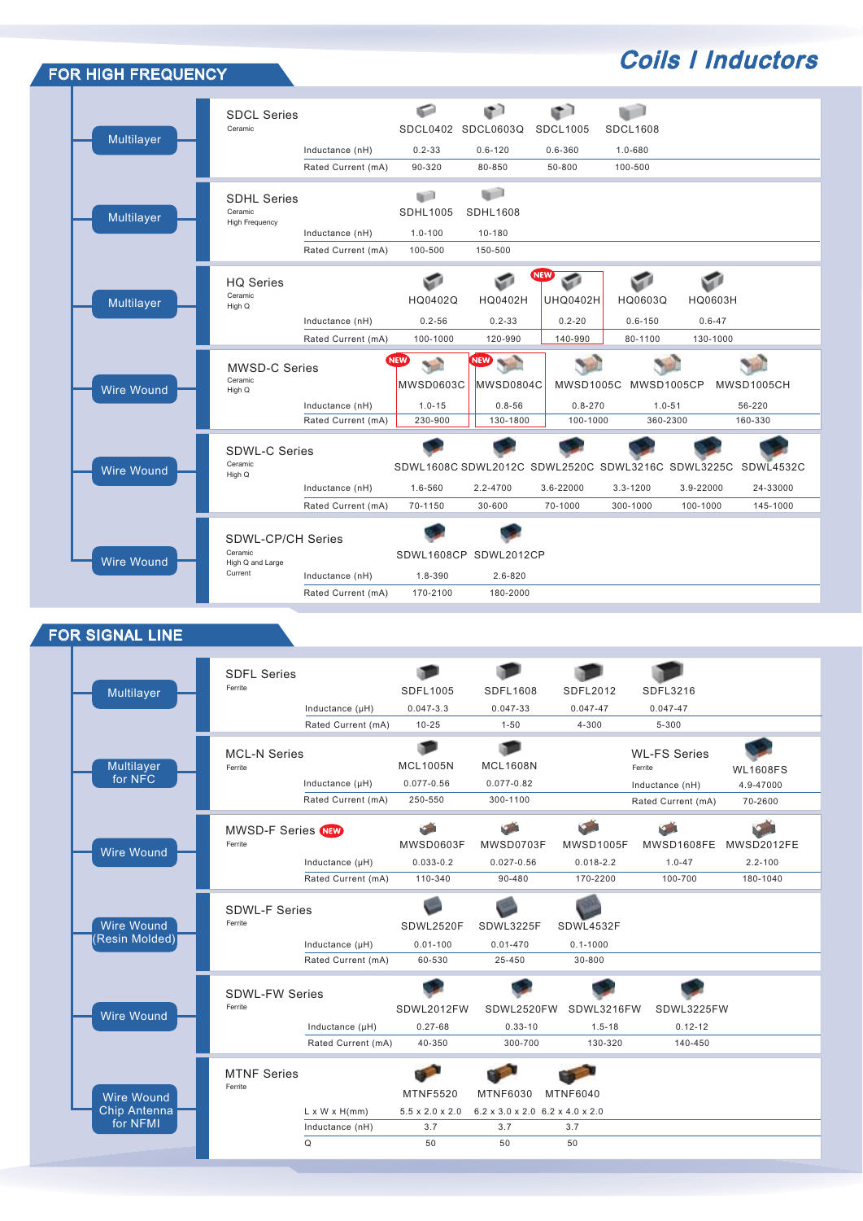# Coils / Inductors

## FOR HIGH FREQUENCY

### Multilayer

**SDCL Series**
Ceramic

| | SDCL0402 | SDCL0603Q | SDCL1005 | SDCL1608 |
|---|---|---|---|---|
| Inductance (nH) | 0.2-33 | 0.6-120 | 0.6-360 | 1.0-680 |
| Rated Current (mA) | 90-320 | 80-850 | 50-800 | 100-500 |

### Multilayer

**SDHL Series**
Ceramic
High Frequency

| | SDHL1005 | SDHL1608 |
|---|---|---|
| Inductance (nH) | 1.0-100 | 10-180 |
| Rated Current (mA) | 100-500 | 150-500 |

### Multilayer

**HQ Series**
Ceramic
High Q

| | HQ0402Q | HQ0402H | UHQ0402H (NEW) | HQ0603Q | HQ0603H |
|---|---|---|---|---|---|
| Inductance (nH) | 0.2-56 | 0.2-33 | 0.2-20 | 0.6-150 | 0.6-47 |
| Rated Current (mA) | 100-1000 | 120-990 | 140-990 | 80-1100 | 130-1000 |

### Wire Wound

**MWSD-C Series**
Ceramic
High Q

| | MWSD0603C (NEW) | MWSD0804C (NEW) | MWSD1005C | MWSD1005CP | MWSD1005CH |
|---|---|---|---|---|---|
| Inductance (nH) | 1.0-15 | 0.8-56 | 0.8-270 | 1.0-51 | 56-220 |
| Rated Current (mA) | 230-900 | 130-1800 | 100-1000 | 360-2300 | 160-330 |

### Wire Wound

**SDWL-C Series**
Ceramic
High Q

| | SDWL1608C | SDWL2012C | SDWL2520C | SDWL3216C | SDWL3225C | SDWL4532C |
|---|---|---|---|---|---|---|
| Inductance (nH) | 1.6-560 | 2.2-4700 | 3.6-22000 | 3.3-1200 | 3.9-22000 | 24-33000 |
| Rated Current (mA) | 70-1150 | 30-600 | 70-1000 | 300-1000 | 100-1000 | 145-1000 |

### Wire Wound

**SDWL-CP/CH Series**
Ceramic
High Q and Large Current

| | SDWL1608CP | SDWL2012CP |
|---|---|---|
| Inductance (nH) | 1.8-390 | 2.6-820 |
| Rated Current (mA) | 170-2100 | 180-2000 |

## FOR SIGNAL LINE

### Multilayer

**SDFL Series**
Ferrite

| | SDFL1005 | SDFL1608 | SDFL2012 | SDFL3216 |
|---|---|---|---|---|
| Inductance (μH) | 0.047-3.3 | 0.047-33 | 0.047-47 | 0.047-47 |
| Rated Current (mA) | 10-25 | 1-50 | 4-300 | 5-300 |

### Multilayer for NFC

**MCL-N Series**
Ferrite

| | MCL1005N | MCL1608N |
|---|---|---|
| Inductance (μH) | 0.077-0.56 | 0.077-0.82 |
| Rated Current (mA) | 250-550 | 300-1100 |

**WL-FS Series**
Ferrite

| | WL1608FS |
|---|---|
| Inductance (nH) | 4.9-47000 |
| Rated Current (mA) | 70-2600 |

### Wire Wound

**MWSD-F Series** (NEW)
Ferrite

| | MWSD0603F | MWSD0703F | MWSD1005F | MWSD1608FE | MWSD2012FE |
|---|---|---|---|---|---|
| Inductance (μH) | 0.033-0.2 | 0.027-0.56 | 0.018-2.2 | 1.0-47 | 2.2-100 |
| Rated Current (mA) | 110-340 | 90-480 | 170-2200 | 100-700 | 180-1040 |

### Wire Wound (Resin Molded)

**SDWL-F Series**
Ferrite

| | SDWL2520F | SDWL3225F | SDWL4532F |
|---|---|---|---|
| Inductance (μH) | 0.01-100 | 0.01-470 | 0.1-1000 |
| Rated Current (mA) | 60-530 | 25-450 | 30-800 |

### Wire Wound

**SDWL-FW Series**
Ferrite

| | SDWL2012FW | SDWL2520FW | SDWL3216FW | SDWL3225FW |
|---|---|---|---|---|
| Inductance (μH) | 0.27-68 | 0.33-10 | 1.5-18 | 0.12-12 |
| Rated Current (mA) | 40-350 | 300-700 | 130-320 | 140-450 |

### Wire Wound Chip Antenna for NFMI

**MTNF Series**
Ferrite

| | MTNF5520 | MTNF6030 | MTNF6040 |
|---|---|---|---|
| L x W x H(mm) | 5.5 x 2.0 x 2.0 | 6.2 x 3.0 x 2.0 | 6.2 x 4.0 x 2.0 |
| Inductance (nH) | 3.7 | 3.7 | 3.7 |
| Q | 50 | 50 | 50 |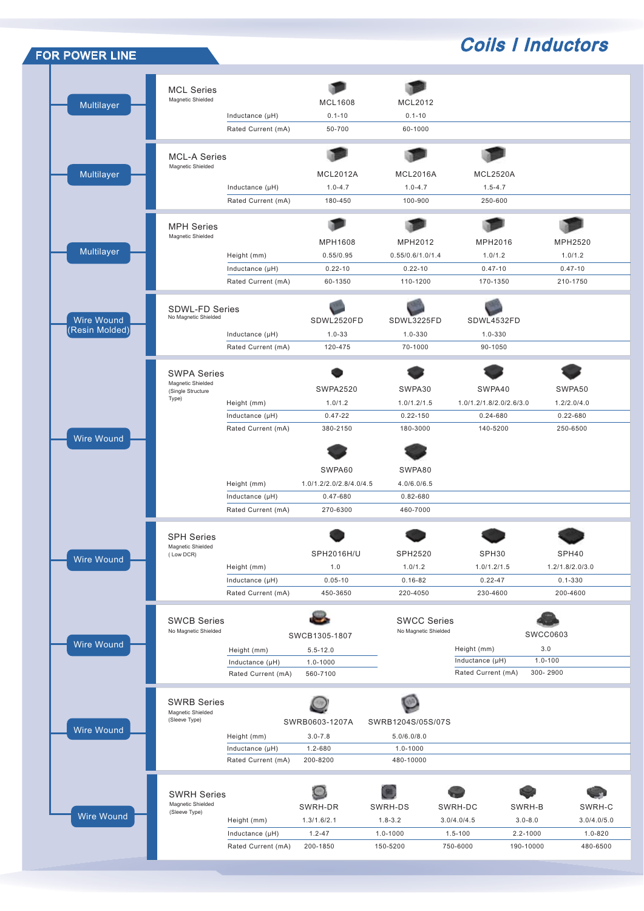# Coils / Inductors

## FOR POWER LINE

### Multilayer

**MCL Series**
Magnetic Shielded

| | MCL1608 | MCL2012 |
|---|---|---|
| Inductance (μH) | 0.1-10 | 0.1-10 |
| Rated Current (mA) | 50-700 | 60-1000 |

### Multilayer

**MCL-A Series**
Magnetic Shielded

| | MCL2012A | MCL2016A | MCL2520A |
|---|---|---|---|
| Inductance (μH) | 1.0-4.7 | 1.0-4.7 | 1.5-4.7 |
| Rated Current (mA) | 180-450 | 100-900 | 250-600 |

### Multilayer

**MPH Series**
Magnetic Shielded

| | MPH1608 | MPH2012 | MPH2016 | MPH2520 |
|---|---|---|---|---|
| Height (mm) | 0.55/0.95 | 0.55/0.6/1.0/1.4 | 1.0/1.2 | 1.0/1.2 |
| Inductance (μH) | 0.22-10 | 0.22-10 | 0.47-10 | 0.47-10 |
| Rated Current (mA) | 60-1350 | 110-1200 | 170-1350 | 210-1750 |

### Wire Wound (Resin Molded)

**SDWL-FD Series**
No Magnetic Shielded

| | SDWL2520FD | SDWL3225FD | SDWL4532FD |
|---|---|---|---|
| Inductance (μH) | 1.0-33 | 1.0-330 | 1.0-330 |
| Rated Current (mA) | 120-475 | 70-1000 | 90-1050 |

### Wire Wound

**SWPA Series**
Magnetic Shielded (Single Structure Type)

| | SWPA2520 | SWPA30 | SWPA40 | SWPA50 |
|---|---|---|---|---|
| Height (mm) | 1.0/1.2 | 1.0/1.2/1.5 | 1.0/1.2/1.8/2.0/2.6/3.0 | 1.2/2.0/4.0 |
| Inductance (μH) | 0.47-22 | 0.22-150 | 0.24-680 | 0.22-680 |
| Rated Current (mA) | 380-2150 | 180-3000 | 140-5200 | 250-6500 |

| | SWPA60 | SWPA80 |
|---|---|---|
| Height (mm) | 1.0/1.2/2.0/2.8/4.0/4.5 | 4.0/6.0/6.5 |
| Inductance (μH) | 0.47-680 | 0.82-680 |
| Rated Current (mA) | 270-6300 | 460-7000 |

### Wire Wound

**SPH Series**
Magnetic Shielded (Low DCR)

| | SPH2016H/U | SPH2520 | SPH30 | SPH40 |
|---|---|---|---|---|
| Height (mm) | 1.0 | 1.0/1.2 | 1.0/1.2/1.5 | 1.2/1.8/2.0/3.0 |
| Inductance (μH) | 0.05-10 | 0.16-82 | 0.22-47 | 0.1-330 |
| Rated Current (mA) | 450-3650 | 220-4050 | 230-4600 | 200-4600 |

### Wire Wound

**SWCB Series**
No Magnetic Shielded

| | SWCB1305-1807 |
|---|---|
| Height (mm) | 5.5-12.0 |
| Inductance (μH) | 1.0-1000 |
| Rated Current (mA) | 560-7100 |

**SWCC Series**
No Magnetic Shielded

| | SWCC0603 |
|---|---|
| Height (mm) | 3.0 |
| Inductance (μH) | 1.0-100 |
| Rated Current (mA) | 300- 2900 |

### Wire Wound

**SWRB Series**
Magnetic Shielded (Sleeve Type)

| | SWRB0603-1207A | SWRB1204S/05S/07S |
|---|---|---|
| Height (mm) | 3.0-7.8 | 5.0/6.0/8.0 |
| Inductance (μH) | 1.2-680 | 1.0-1000 |
| Rated Current (mA) | 200-8200 | 480-10000 |

### Wire Wound

**SWRH Series**
Magnetic Shielded (Sleeve Type)

| | SWRH-DR | SWRH-DS | SWRH-DC | SWRH-B | SWRH-C |
|---|---|---|---|---|---|
| Height (mm) | 1.3/1.6/2.1 | 1.8-3.2 | 3.0/4.0/4.5 | 3.0-8.0 | 3.0/4.0/5.0 |
| Inductance (μH) | 1.2-47 | 1.0-1000 | 1.5-100 | 2.2-1000 | 1.0-820 |
| Rated Current (mA) | 200-1850 | 150-5200 | 750-6000 | 190-10000 | 480-6500 |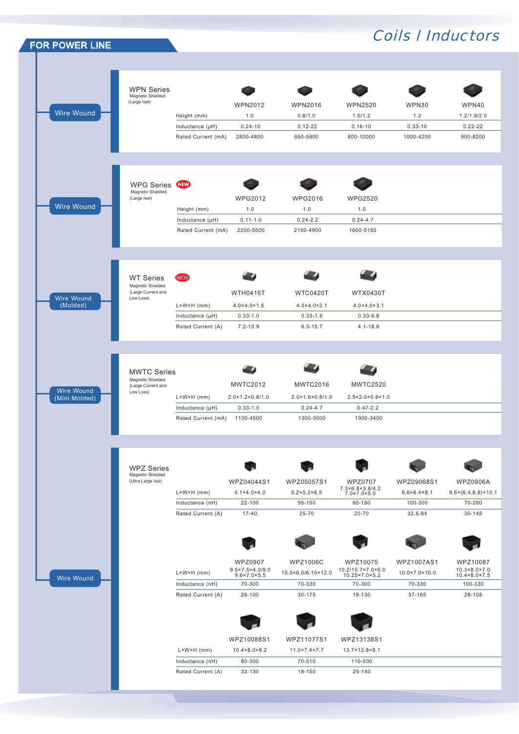# Coils / Inductors

## FOR POWER LINE

### Wire Wound

**WPN Series**
Magnetic Shielded
(Large Isat)

| | WPN2012 | WPN2016 | WPN2520 | WPN30 | WPN40 |
|---|---|---|---|---|---|
| Height (mm) | 1.0 | 0.8/1.0 | 1.0/1.2 | 1.2 | 1.2/1.8/2.0 |
| Inductance (μH) | 0.24-10 | 0.12-22 | 0.16-10 | 0.33-10 | 0.22-22 |
| Rated Current (mA) | 2800-4800 | 650-5900 | 800-10000 | 1000-4200 | 900-8200 |

### Wire Wound

**WPG Series** NEW
Magnetic Shielded
(Large Isat)

| | WPG2012 | WPG2016 | WPG2520 |
|---|---|---|---|
| Height (mm) | 1.0 | 1.0 | 1.0 |
| Inductance (μH) | 0.11-1.0 | 0.24-2.2 | 0.24-4.7 |
| Rated Current (mA) | 2200-5500 | 2150-4900 | 1600-5150 |

### Wire Wound (Molded)

**WT Series** NEW
Magnetic Shielded
(Large Current and Low Loss)

| | WTH0415T | WTC0420T | WTX0430T |
|---|---|---|---|
| L×W×H (mm) | 4.0×4.0×1.5 | 4.0×4.0×2.1 | 4.0×4.0×3.1 |
| Inductance (μH) | 0.33-1.0 | 0.33-1.5 | 0.33-6.8 |
| Rated Current (A) | 7.2-13.9 | 6.3-15.7 | 4.1-18.8 |

### Wire Wound (Mini Molded)

**MWTC Series**
Magnetic Shielded
(Large Current and Low Loss)

| | MWTC2012 | MWTC2016 | MWTC2520 |
|---|---|---|---|
| L×W×H (mm) | 2.0×1.2×0.8/1.0 | 2.0×1.6×0.8/1.0 | 2.5×2.0×0.8×1.0 |
| Inductance (μH) | 0.33-1.0 | 0.24-4.7 | 0.47-2.2 |
| Rated Current (mA) | 1100-4500 | 1300-5000 | 1900-3400 |

### Wire Wound

**WPZ Series**
Magnetic Shielded
(Ultra Large Isat)

| | WPZ04044S1 | WPZ05057S1 | WPZ0707 | WPZ09068S1 | WPZ0906A |
|---|---|---|---|---|---|
| L×W×H (mm) | 4.1×4.0×4.0 | 5.2×5.2×6.5 | 7.3×6.8×3.8/4.2<br>7.0×7.0×5.0 | 9.6×6.4×8.1 | 9.6×(6.4,6.6)×10.1 |
| Inductance (nH) | 22-100 | 55-150 | 60-150 | 100-300 | 70-280 |
| Rated Current (A) | 17-40 | 25-70 | 20-70 | 32.5-94 | 30-145 |

| | WPZ0907 | WPZ1006C | WPZ10075 | WPZ1007AS1 | WPZ10087 |
|---|---|---|---|---|---|
| L×W×H (mm) | 9.5×7.5×4.0/9.0<br>9.6×7.0×5.5 | 10.0×6.0/6.15×12.0 | 10.2/10.7×7.0×5.0<br>10.25×7.0×5.2 | 10.0×7.0×10.0 | 10.3×8.0×7.0<br>10.4×8.0×7.5 |
| Inductance (nH) | 70-300 | 70-330 | 70-300 | 70-330 | 100-330 |
| Rated Current (A) | 26-100 | 30-175 | 19-130 | 37-165 | 28-108 |

| | WPZ10088S1 | WPZ11077S1 | WPZ13138S1 |
|---|---|---|---|
| L×W×H (mm) | 10.4×8.0×8.2 | 11.0×7.4×7.7 | 13.7×12.8×8.1 |
| Inductance (nH) | 80-300 | 70-510 | 110-500 |
| Rated Current (A) | 33-130 | 18-150 | 25-140 |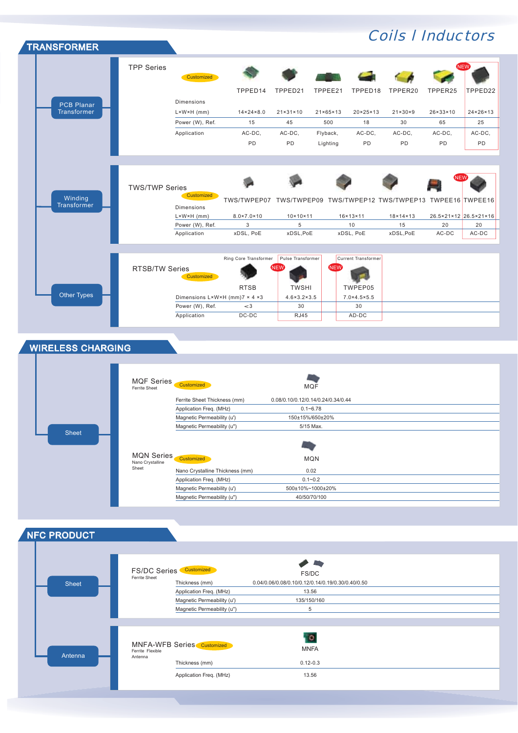# Coils / Inductors

## TRANSFORMER

### PCB Planar Transformer

**TPP Series** Customized

| | TPPED14 | TPPED21 | TPPEE21 | TPPED18 | TPPER20 | TPPER25 | TPPED22 (NEW) |
|---|---|---|---|---|---|---|---|
| Dimensions L×W×H (mm) | 14×24×8.0 | 21×31×10 | 21×65×13 | 20×25×13 | 21×30×9 | 26×33×10 | 24×26×13 |
| Power (W), Ref. | 15 | 45 | 500 | 18 | 30 | 65 | 25 |
| Application | AC-DC, PD | AC-DC, PD | Flyback, Lighting | AC-DC, PD | AC-DC, PD | AC-DC, PD | AC-DC, PD |

### Winding Transformer

**TWS/TWP Series** Customized

| | TWS/TWPEP07 | TWS/TWPEP09 | TWS/TWPEP12 | TWS/TWPEP13 | TWPEE16 | TWPEE16 (NEW) |
|---|---|---|---|---|---|---|
| Dimensions L×W×H (mm) | 8.0×7.0×10 | 10×10×11 | 16×13×11 | 18×14×13 | 26.5×21×12 | 26.5×21×16 |
| Power (W), Ref. | 3 | 5 | 10 | 15 | 20 | 20 |
| Application | xDSL, PoE | xDSL,PoE | xDSL, PoE | xDSL,PoE | AC-DC | AC-DC |

### Other Types

**RTSB/TW Series** Customized

| | Ring Core Transformer: RTSB | Pulse Transformer: TWSHI (NEW) | Current Transformer: TWPEP05 (NEW) |
|---|---|---|---|
| Dimensions L×W×H (mm) | 7 × 4 ×3 | 4.6×3.2×3.5 | 7.0×4.5×5.5 |
| Power (W), Ref. | <3 | 30 | 30 |
| Application | DC-DC | RJ45 | AD-DC |

## WIRELESS CHARGING

### Sheet

**MQF Series** Customized
Ferrite Sheet

| | MQF |
|---|---|
| Ferrite Sheet Thickness (mm) | 0.08/0.10/0.12/0.14/0.24/0.34/0.44 |
| Application Freq. (MHz) | 0.1~6.78 |
| Magnetic Permeability (u') | 150±15%/650±20% |
| Magnetic Permeability (u") | 5/15 Max. |

**MQN Series** Customized
Nano Crystalline Sheet

| | MQN |
|---|---|
| Nano Crystalline Thickness (mm) | 0.02 |
| Application Freq. (MHz) | 0.1~0.2 |
| Magnetic Permeability (u') | 500±10%~1000±20% |
| Magnetic Permeability (u") | 40/50/70/100 |

## NFC PRODUCT

### Sheet

**FS/DC Series** Customized
Ferrite Sheet

| | FS/DC |
|---|---|
| Thickness (mm) | 0.04/0.06/0.08/0.10/0.12/0.14/0.19/0.30/0.40/0.50 |
| Application Freq. (MHz) | 13.56 |
| Magnetic Permeability (u') | 135/150/160 |
| Magnetic Permeability (u") | 5 |

### Antenna

**MNFA-WFB Series** Customized
Ferrite Flexible Antenna

| | MNFA |
|---|---|
| Thickness (mm) | 0.12-0.3 |
| Application Freq. (MHz) | 13.56 |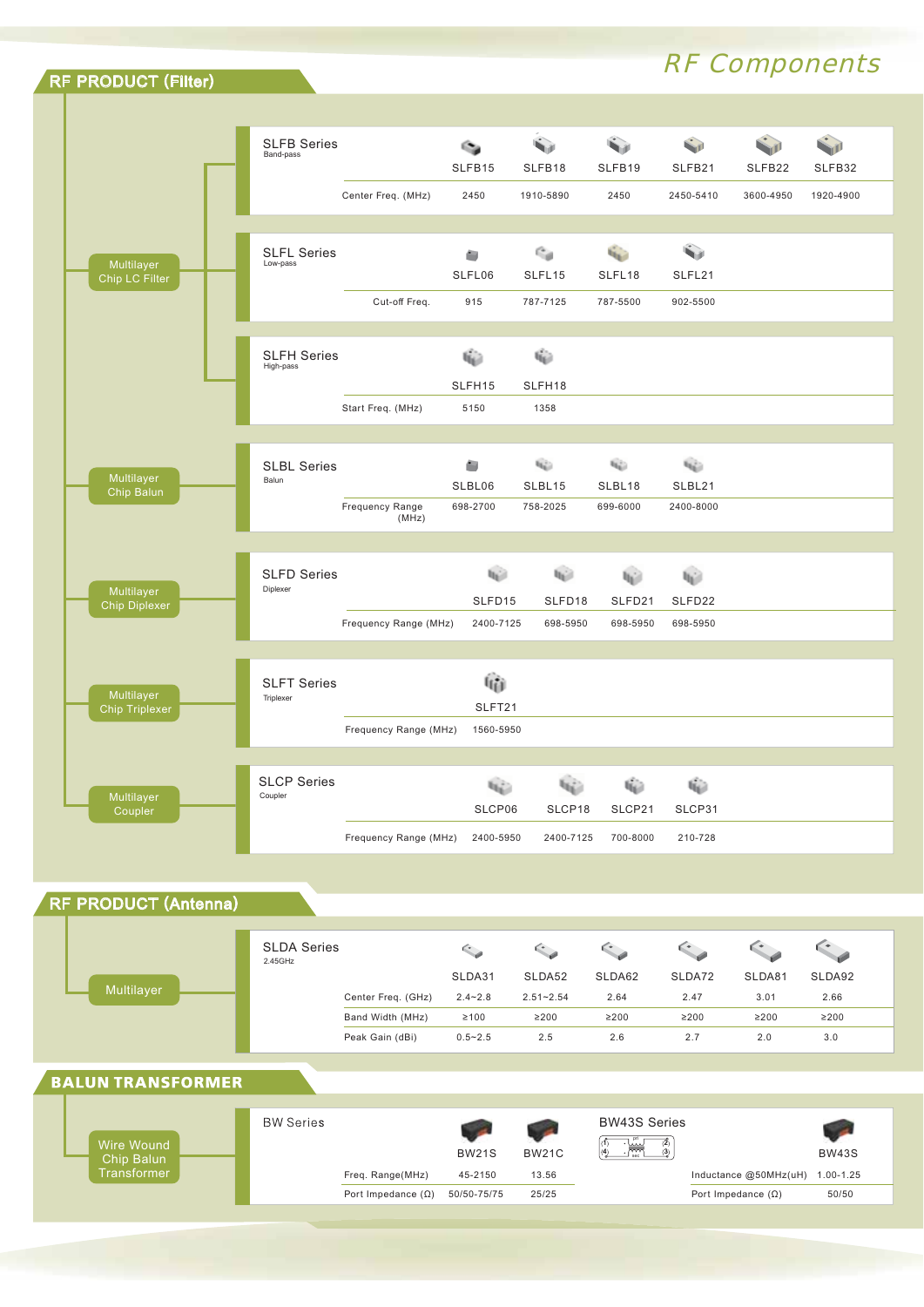# RF Components

## RF PRODUCT (Filter)

### Multilayer Chip LC Filter

**SLFB Series**
Band-pass

| | SLFB15 | SLFB18 | SLFB19 | SLFB21 | SLFB22 | SLFB32 |
|---|---|---|---|---|---|---|
| Center Freq. (MHz) | 2450 | 1910-5890 | 2450 | 2450-5410 | 3600-4950 | 1920-4900 |

**SLFL Series**
Low-pass

| | SLFL06 | SLFL15 | SLFL18 | SLFL21 |
|---|---|---|---|---|
| Cut-off Freq. | 915 | 787-7125 | 787-5500 | 902-5500 |

**SLFH Series**
High-pass

| | SLFH15 | SLFH18 |
|---|---|---|
| Start Freq. (MHz) | 5150 | 1358 |

### Multilayer Chip Balun

**SLBL Series**
Balun

| | SLBL06 | SLBL15 | SLBL18 | SLBL21 |
|---|---|---|---|---|
| Frequency Range (MHz) | 698-2700 | 758-2025 | 699-6000 | 2400-8000 |

### Multilayer Chip Diplexer

**SLFD Series**
Diplexer

| | SLFD15 | SLFD18 | SLFD21 | SLFD22 |
|---|---|---|---|---|
| Frequency Range (MHz) | 2400-7125 | 698-5950 | 698-5950 | 698-5950 |

### Multilayer Chip Triplexer

**SLFT Series**
Triplexer

| | SLFT21 |
|---|---|
| Frequency Range (MHz) | 1560-5950 |

### Multilayer Coupler

**SLCP Series**
Coupler

| | SLCP06 | SLCP18 | SLCP21 | SLCP31 |
|---|---|---|---|---|
| Frequency Range (MHz) | 2400-5950 | 2400-7125 | 700-8000 | 210-728 |

## RF PRODUCT (Antenna)

### Multilayer

**SLDA Series**
2.45GHz

| | SLDA31 | SLDA52 | SLDA62 | SLDA72 | SLDA81 | SLDA92 |
|---|---|---|---|---|---|---|
| Center Freq. (GHz) | 2.4~2.8 | 2.51~2.54 | 2.64 | 2.47 | 3.01 | 2.66 |
| Band Width (MHz) | ≥100 | ≥200 | ≥200 | ≥200 | ≥200 | ≥200 |
| Peak Gain (dBi) | 0.5~2.5 | 2.5 | 2.6 | 2.7 | 2.0 | 3.0 |

## BALUN TRANSFORMER

### Wire Wound Chip Balun Transformer

**BW Series**

| | BW21S | BW21C |
|---|---|---|
| Freq. Range(MHz) | 45-2150 | 13.56 |
| Port Impedance (Ω) | 50/50-75/75 | 25/25 |

**BW43S Series**

| | BW43S |
|---|---|
| Inductance @50MHz(uH) | 1.00-1.25 |
| Port Impedance (Ω) | 50/50 |